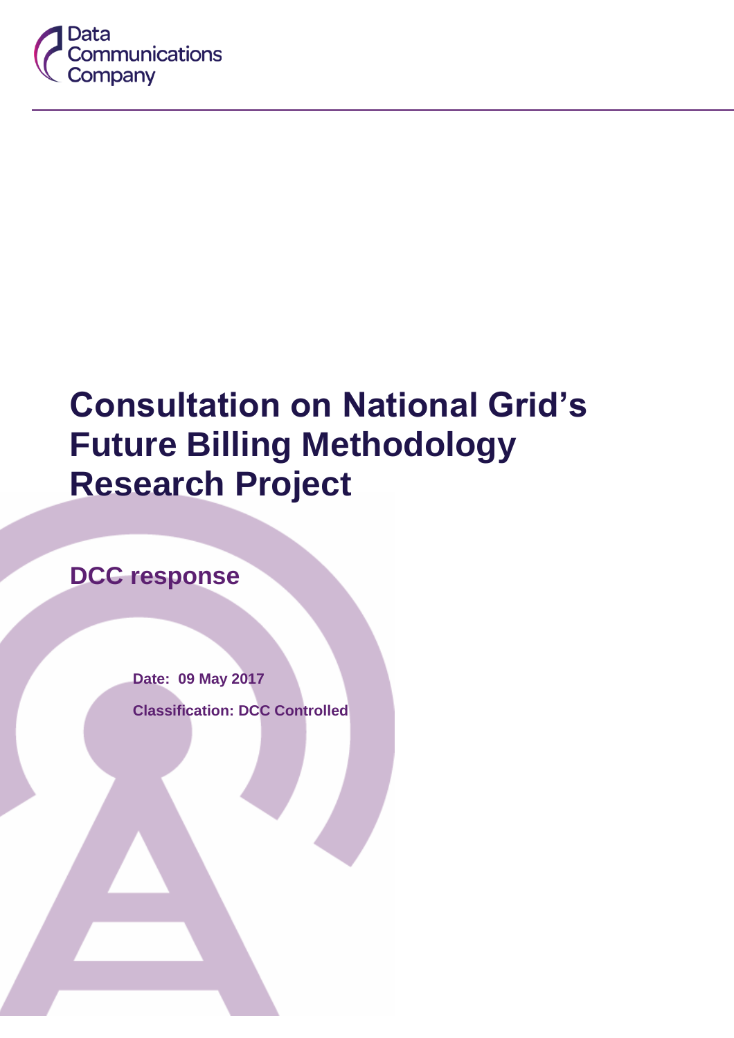Data Communications Company

# Consultation on National Grid's Future Billing Methodology Research Project

## DCC response

**Date: 09 May 2017**

**Classification: DCC Controlled**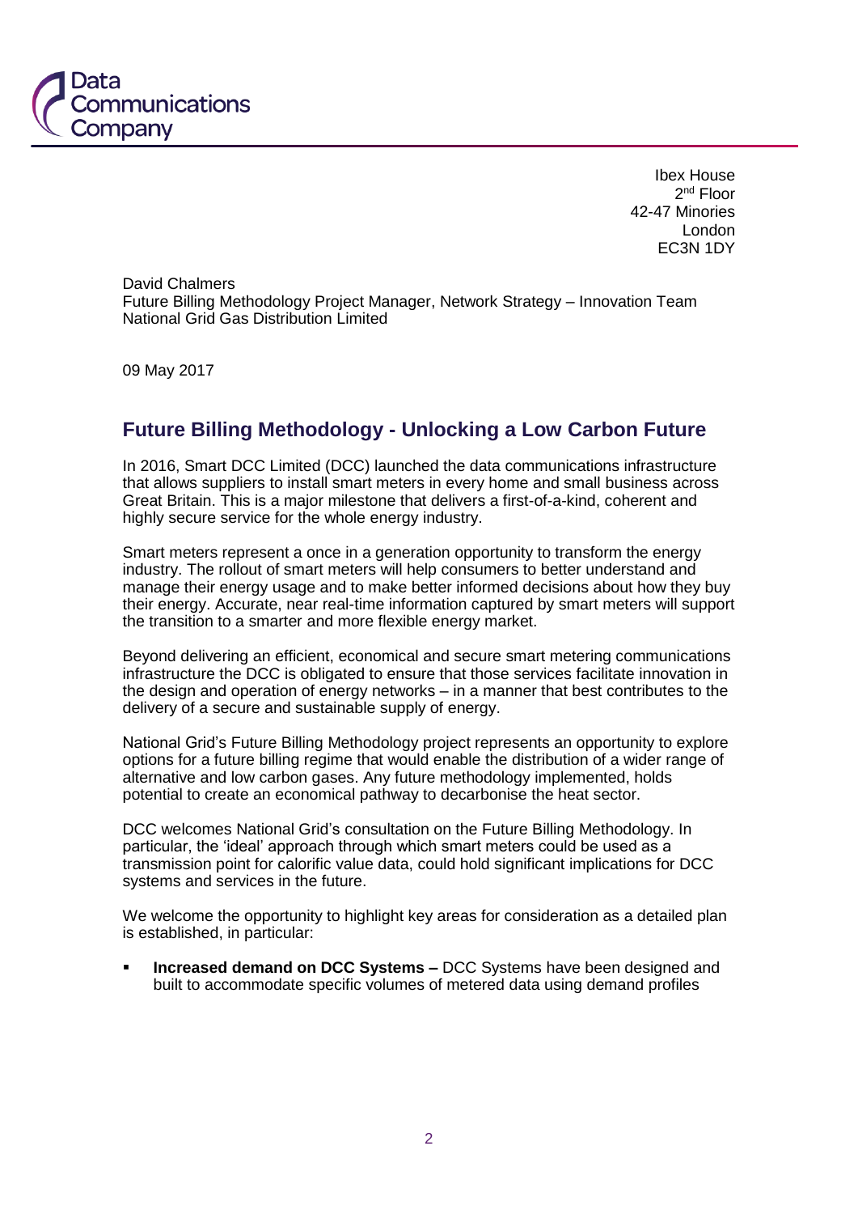Data Communications Company

Ibex House
2nd Floor
42-47 Minories
London
EC3N 1DY

David Chalmers
Future Billing Methodology Project Manager, Network Strategy – Innovation Team
National Grid Gas Distribution Limited

09 May 2017

## Future Billing Methodology - Unlocking a Low Carbon Future

In 2016, Smart DCC Limited (DCC) launched the data communications infrastructure that allows suppliers to install smart meters in every home and small business across Great Britain. This is a major milestone that delivers a first-of-a-kind, coherent and highly secure service for the whole energy industry.

Smart meters represent a once in a generation opportunity to transform the energy industry. The rollout of smart meters will help consumers to better understand and manage their energy usage and to make better informed decisions about how they buy their energy. Accurate, near real-time information captured by smart meters will support the transition to a smarter and more flexible energy market.

Beyond delivering an efficient, economical and secure smart metering communications infrastructure the DCC is obligated to ensure that those services facilitate innovation in the design and operation of energy networks – in a manner that best contributes to the delivery of a secure and sustainable supply of energy.

National Grid's Future Billing Methodology project represents an opportunity to explore options for a future billing regime that would enable the distribution of a wider range of alternative and low carbon gases. Any future methodology implemented, holds potential to create an economical pathway to decarbonise the heat sector.

DCC welcomes National Grid's consultation on the Future Billing Methodology. In particular, the 'ideal' approach through which smart meters could be used as a transmission point for calorific value data, could hold significant implications for DCC systems and services in the future.

We welcome the opportunity to highlight key areas for consideration as a detailed plan is established, in particular:

- **Increased demand on DCC Systems –** DCC Systems have been designed and built to accommodate specific volumes of metered data using demand profiles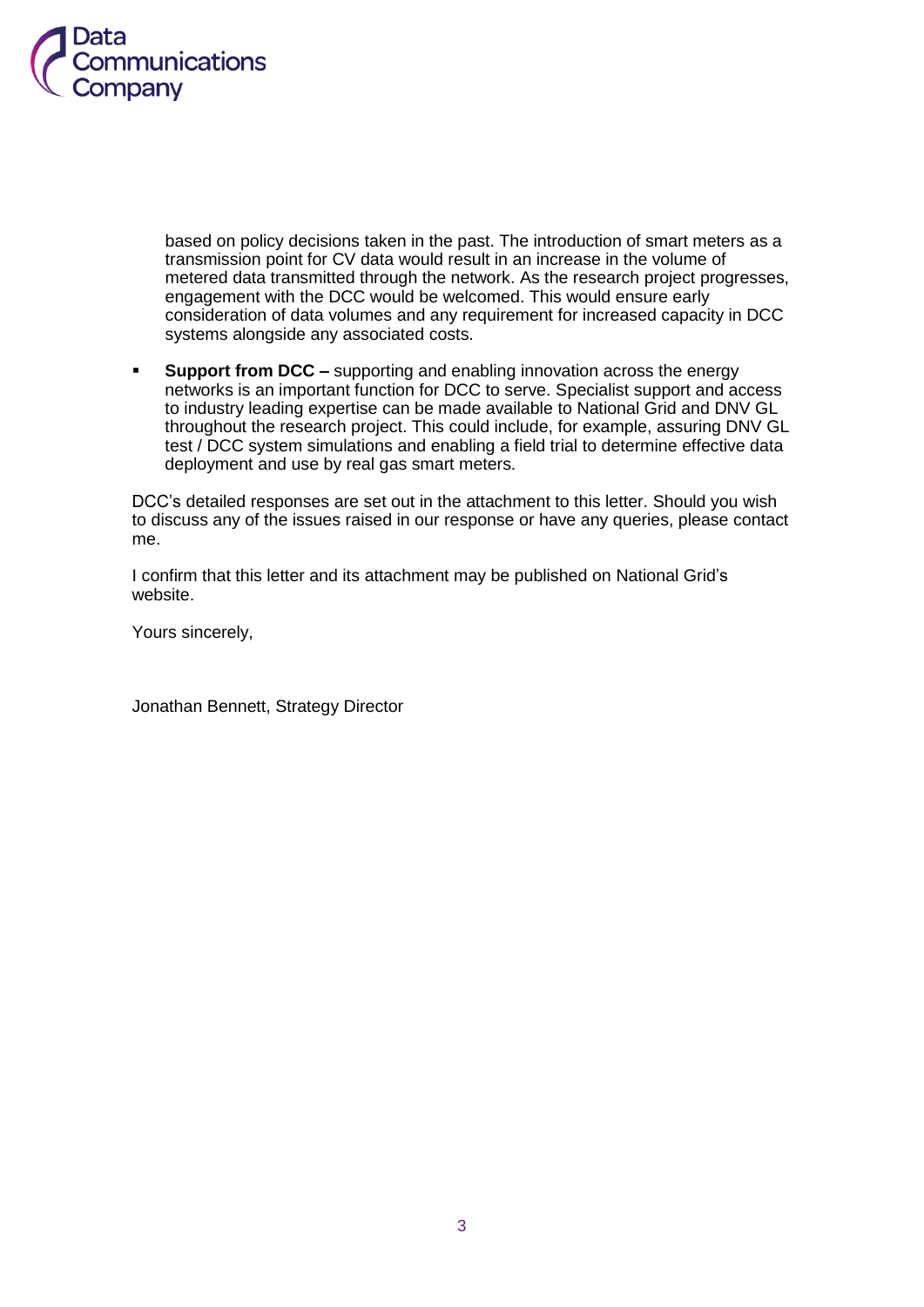based on policy decisions taken in the past. The introduction of smart meters as a transmission point for CV data would result in an increase in the volume of metered data transmitted through the network. As the research project progresses, engagement with the DCC would be welcomed. This would ensure early consideration of data volumes and any requirement for increased capacity in DCC systems alongside any associated costs.

- **Support from DCC –** supporting and enabling innovation across the energy networks is an important function for DCC to serve. Specialist support and access to industry leading expertise can be made available to National Grid and DNV GL throughout the research project. This could include, for example, assuring DNV GL test / DCC system simulations and enabling a field trial to determine effective data deployment and use by real gas smart meters.

DCC's detailed responses are set out in the attachment to this letter. Should you wish to discuss any of the issues raised in our response or have any queries, please contact me.

I confirm that this letter and its attachment may be published on National Grid's website.

Yours sincerely,

Jonathan Bennett, Strategy Director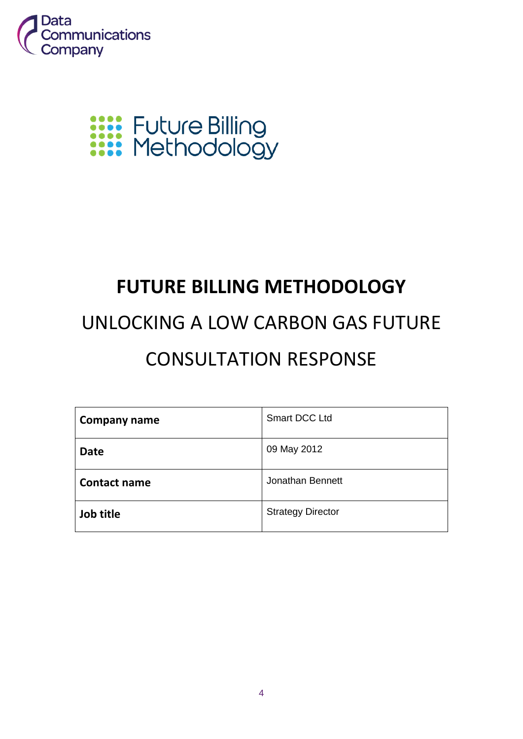# FUTURE BILLING METHODOLOGY

## UNLOCKING A LOW CARBON GAS FUTURE

## CONSULTATION RESPONSE

| Company name | Smart DCC Ltd |
|---|---|
| Date | 09 May 2012 |
| Contact name | Jonathan Bennett |
| Job title | Strategy Director |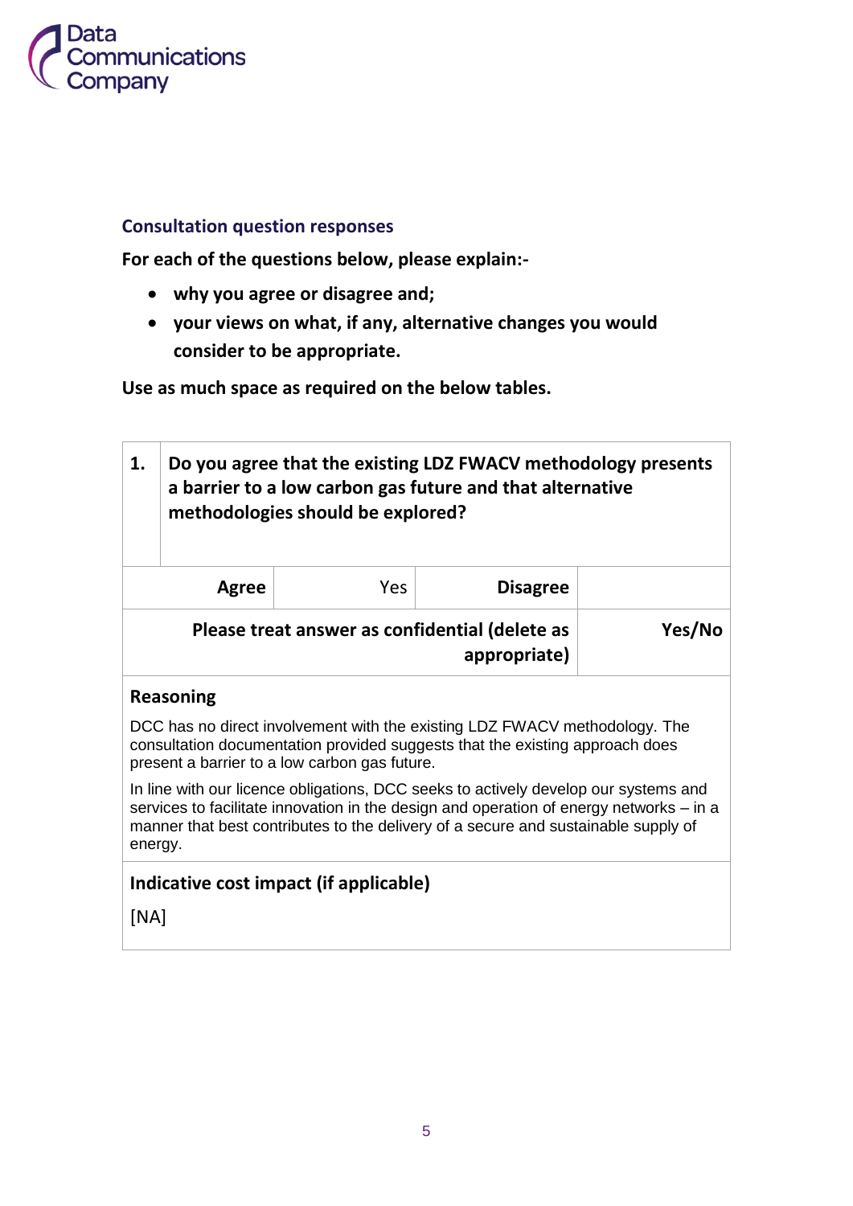Data Communications Company

### Consultation question responses

**For each of the questions below, please explain:-**

- **why you agree or disagree and;**
- **your views on what, if any, alternative changes you would consider to be appropriate.**

**Use as much space as required on the below tables.**

| **1.** | **Do you agree that the existing LDZ FWACV methodology presents a barrier to a low carbon gas future and that alternative methodologies should be explored?** | | |
|---|---|---|---|
| **Agree** | Yes | **Disagree** | |
| **Please treat answer as confidential (delete as appropriate)** | | | **Yes/No** |

**Reasoning**

DCC has no direct involvement with the existing LDZ FWACV methodology. The consultation documentation provided suggests that the existing approach does present a barrier to a low carbon gas future.

In line with our licence obligations, DCC seeks to actively develop our systems and services to facilitate innovation in the design and operation of energy networks – in a manner that best contributes to the delivery of a secure and sustainable supply of energy.

**Indicative cost impact (if applicable)**

[NA]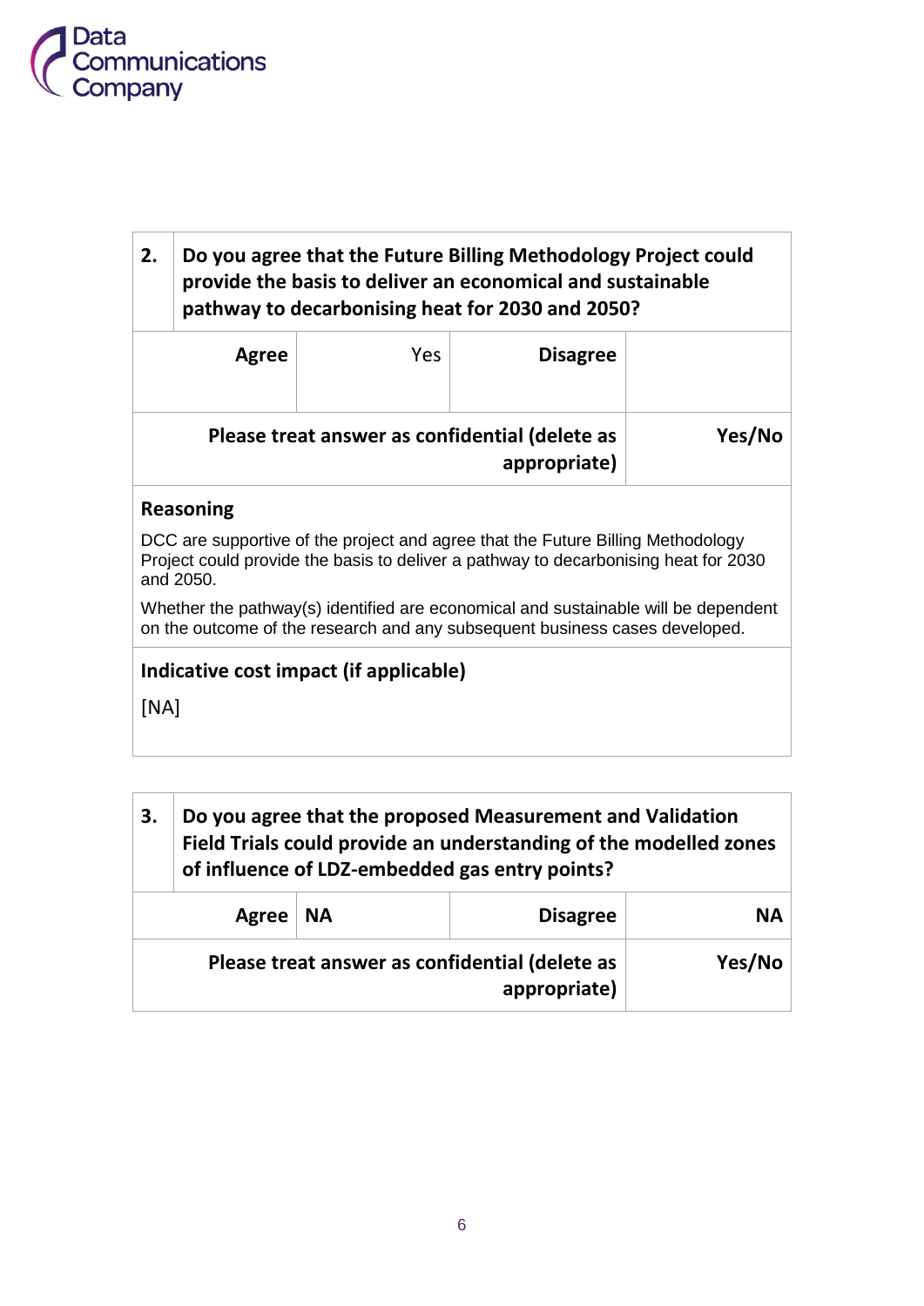| 2. | Do you agree that the Future Billing Methodology Project could provide the basis to deliver an economical and sustainable pathway to decarbonising heat for 2030 and 2050? | | |
|---|---|---|---|
| **Agree** | Yes | **Disagree** | |
| **Please treat answer as confidential (delete as appropriate)** | | | **Yes/No** |

**Reasoning**

DCC are supportive of the project and agree that the Future Billing Methodology Project could provide the basis to deliver a pathway to decarbonising heat for 2030 and 2050.

Whether the pathway(s) identified are economical and sustainable will be dependent on the outcome of the research and any subsequent business cases developed.

**Indicative cost impact (if applicable)**

[NA]

| 3. | Do you agree that the proposed Measurement and Validation Field Trials could provide an understanding of the modelled zones of influence of LDZ-embedded gas entry points? | | |
|---|---|---|---|
| **Agree** | **NA** | **Disagree** | **NA** |
| **Please treat answer as confidential (delete as appropriate)** | | | **Yes/No** |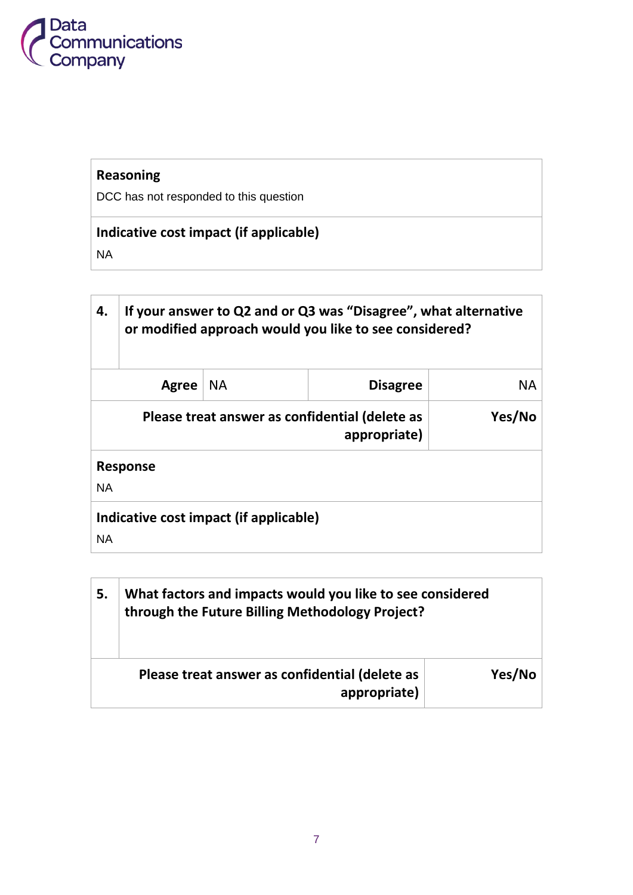| **Reasoning** |
| --- |
| DCC has not responded to this question |
| **Indicative cost impact (if applicable)** |
| NA |

| **4.** | **If your answer to Q2 and or Q3 was "Disagree", what alternative or modified approach would you like to see considered?** | | |
| --- | --- | --- | --- |
| **Agree** | NA | **Disagree** | NA |
| **Please treat answer as confidential (delete as appropriate)** | | | **Yes/No** |
| **Response** | | | |
| NA | | | |
| **Indicative cost impact (if applicable)** | | | |
| NA | | | |

| **5.** | **What factors and impacts would you like to see considered through the Future Billing Methodology Project?** |
| --- | --- |
| **Please treat answer as confidential (delete as appropriate)** | **Yes/No** |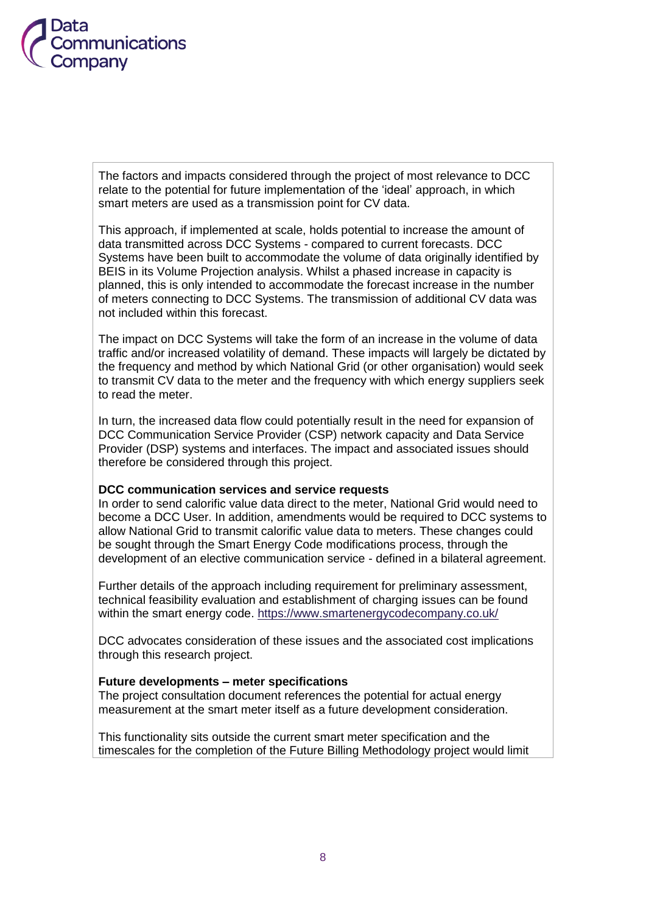The factors and impacts considered through the project of most relevance to DCC relate to the potential for future implementation of the 'ideal' approach, in which smart meters are used as a transmission point for CV data.

This approach, if implemented at scale, holds potential to increase the amount of data transmitted across DCC Systems - compared to current forecasts. DCC Systems have been built to accommodate the volume of data originally identified by BEIS in its Volume Projection analysis. Whilst a phased increase in capacity is planned, this is only intended to accommodate the forecast increase in the number of meters connecting to DCC Systems. The transmission of additional CV data was not included within this forecast.

The impact on DCC Systems will take the form of an increase in the volume of data traffic and/or increased volatility of demand. These impacts will largely be dictated by the frequency and method by which National Grid (or other organisation) would seek to transmit CV data to the meter and the frequency with which energy suppliers seek to read the meter.

In turn, the increased data flow could potentially result in the need for expansion of DCC Communication Service Provider (CSP) network capacity and Data Service Provider (DSP) systems and interfaces. The impact and associated issues should therefore be considered through this project.

**DCC communication services and service requests**
In order to send calorific value data direct to the meter, National Grid would need to become a DCC User. In addition, amendments would be required to DCC systems to allow National Grid to transmit calorific value data to meters. These changes could be sought through the Smart Energy Code modifications process, through the development of an elective communication service - defined in a bilateral agreement.

Further details of the approach including requirement for preliminary assessment, technical feasibility evaluation and establishment of charging issues can be found within the smart energy code. https://www.smartenergycodecompany.co.uk/

DCC advocates consideration of these issues and the associated cost implications through this research project.

**Future developments – meter specifications**
The project consultation document references the potential for actual energy measurement at the smart meter itself as a future development consideration.

This functionality sits outside the current smart meter specification and the timescales for the completion of the Future Billing Methodology project would limit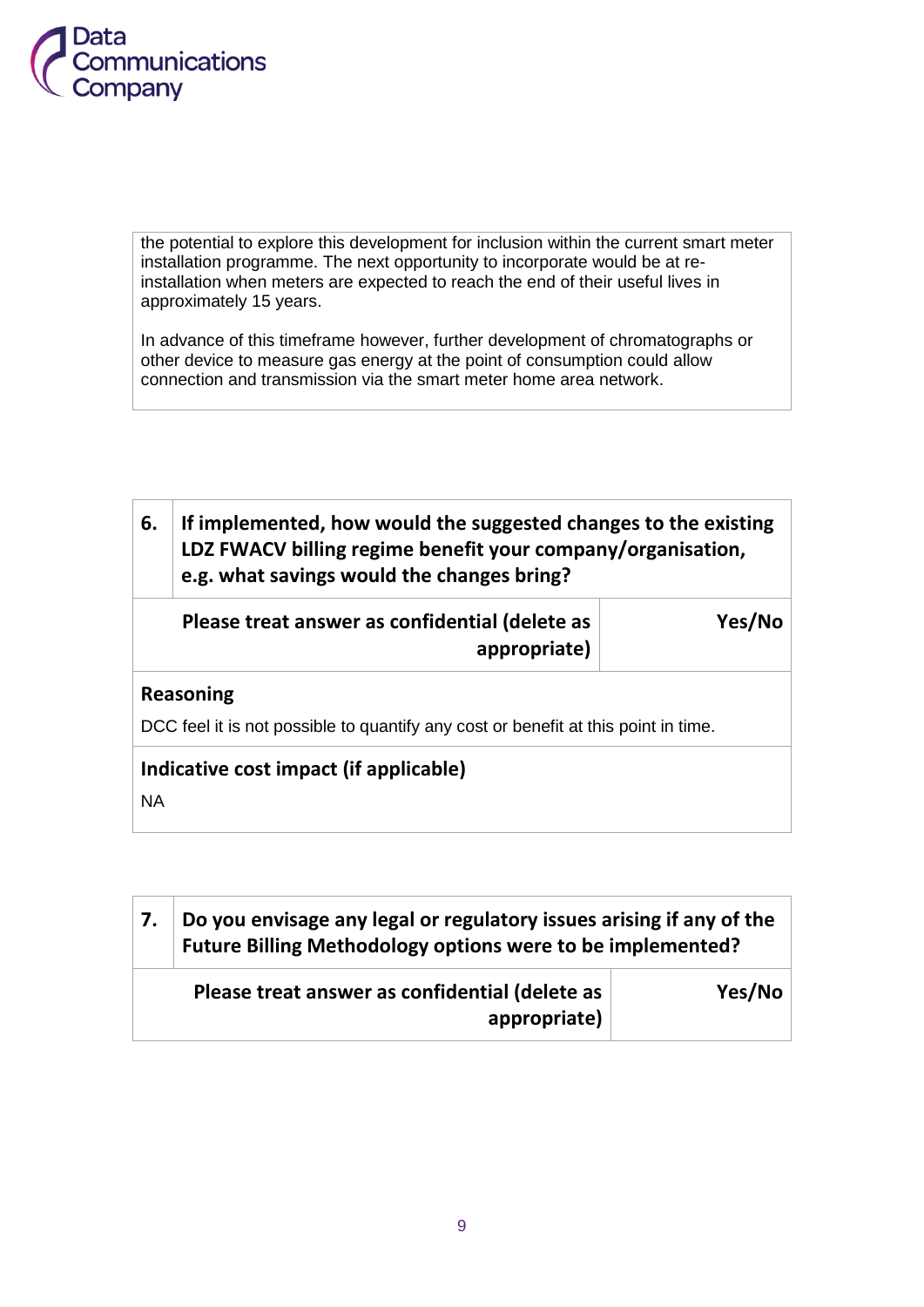the potential to explore this development for inclusion within the current smart meter installation programme. The next opportunity to incorporate would be at re-installation when meters are expected to reach the end of their useful lives in approximately 15 years.

In advance of this timeframe however, further development of chromatographs or other device to measure gas energy at the point of consumption could allow connection and transmission via the smart meter home area network.

| 6. | If implemented, how would the suggested changes to the existing LDZ FWACV billing regime benefit your company/organisation, e.g. what savings would the changes bring? |
| --- | --- |
| **Please treat answer as confidential (delete as appropriate)** | **Yes/No** |

**Reasoning**

DCC feel it is not possible to quantify any cost or benefit at this point in time.

**Indicative cost impact (if applicable)**

NA

| 7. | Do you envisage any legal or regulatory issues arising if any of the Future Billing Methodology options were to be implemented? |
| --- | --- |
| **Please treat answer as confidential (delete as appropriate)** | **Yes/No** |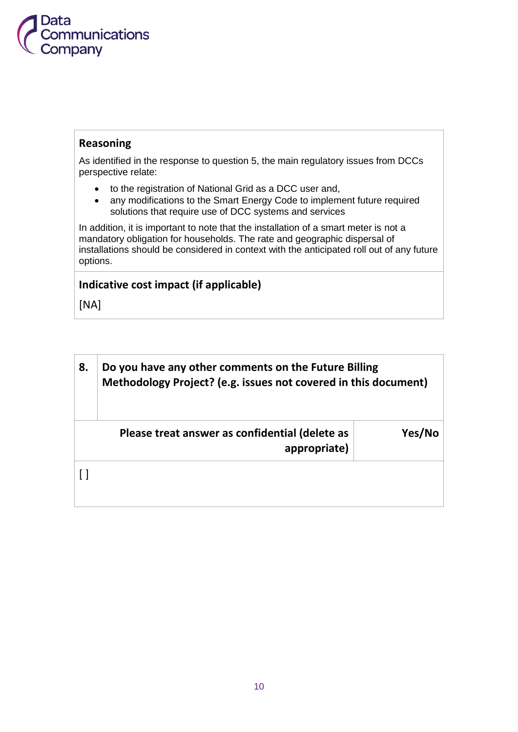**Reasoning**

As identified in the response to question 5, the main regulatory issues from DCCs perspective relate:

- to the registration of National Grid as a DCC user and,
- any modifications to the Smart Energy Code to implement future required solutions that require use of DCC systems and services

In addition, it is important to note that the installation of a smart meter is not a mandatory obligation for households. The rate and geographic dispersal of installations should be considered in context with the anticipated roll out of any future options.

**Indicative cost impact (if applicable)**

[NA]

| | | |
|---|---|---|
| **8.** | **Do you have any other comments on the Future Billing Methodology Project? (e.g. issues not covered in this document)** | |
| | **Please treat answer as confidential (delete as appropriate)** | **Yes/No** |
| [ ] | | |